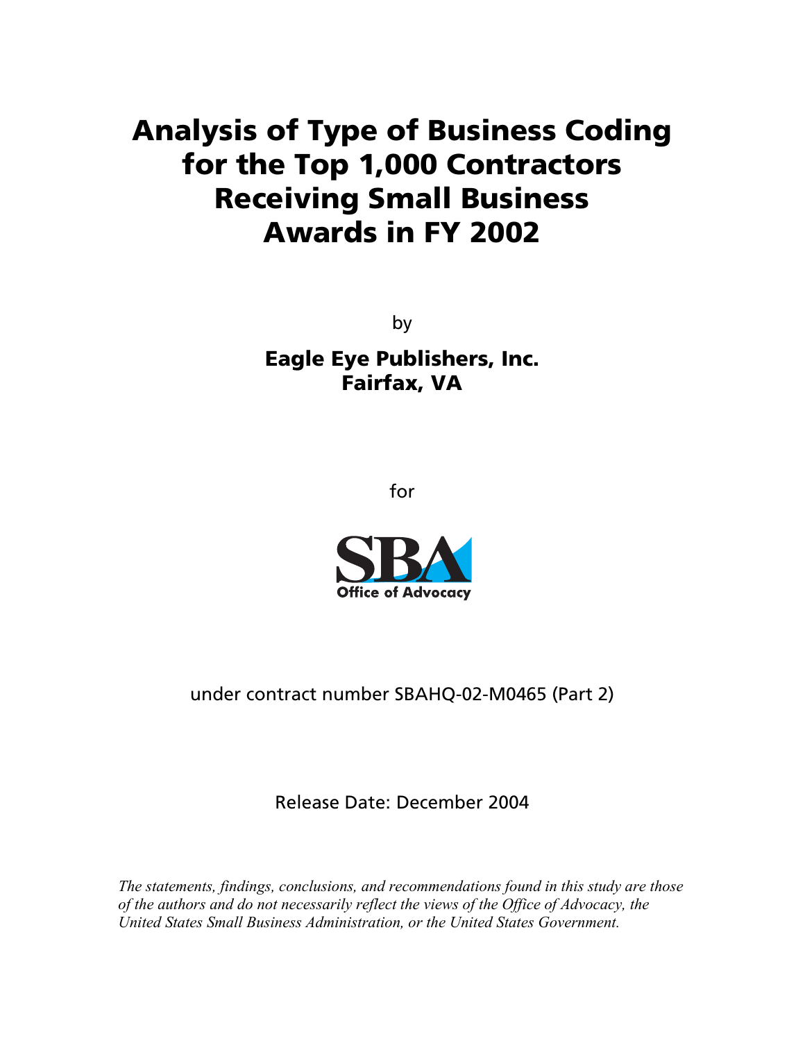# Analysis of Type of Business Coding for the Top 1,000 Contractors Receiving Small Business Awards in FY 2002

by

**Eagle Eye Publishers, Inc.**
**Fairfax, VA**

for

SBA
Office of Advocacy

under contract number SBAHQ-02-M0465 (Part 2)

Release Date: December 2004

*The statements, findings, conclusions, and recommendations found in this study are those of the authors and do not necessarily reflect the views of the Office of Advocacy, the United States Small Business Administration, or the United States Government.*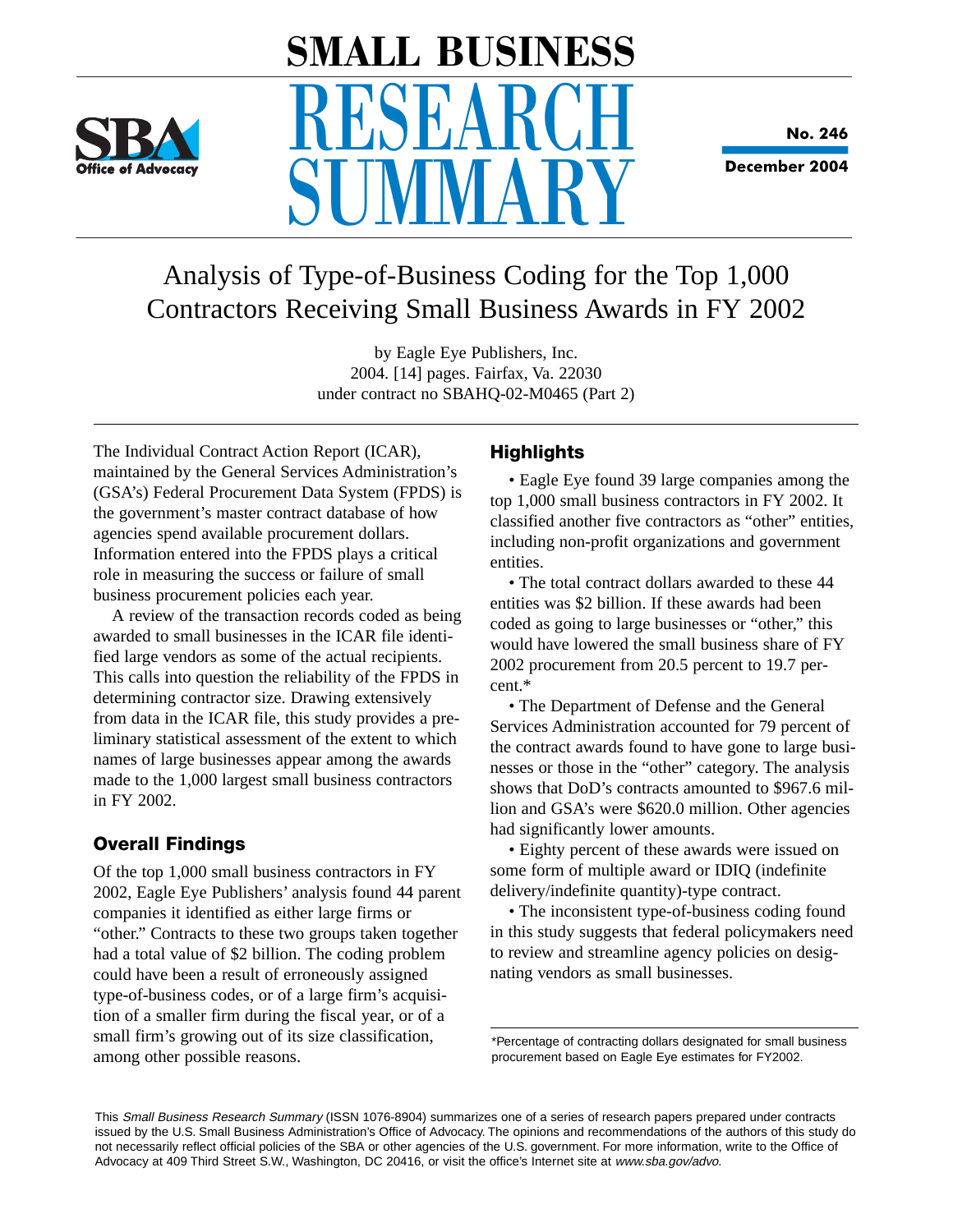# SMALL BUSINESS RESEARCH SUMMARY

No. 246

December 2004

## Analysis of Type-of-Business Coding for the Top 1,000 Contractors Receiving Small Business Awards in FY 2002

by Eagle Eye Publishers, Inc.
2004. [14] pages. Fairfax, Va. 22030
under contract no SBAHQ-02-M0465 (Part 2)

The Individual Contract Action Report (ICAR), maintained by the General Services Administration's (GSA's) Federal Procurement Data System (FPDS) is the government's master contract database of how agencies spend available procurement dollars. Information entered into the FPDS plays a critical role in measuring the success or failure of small business procurement policies each year.

A review of the transaction records coded as being awarded to small businesses in the ICAR file identified large vendors as some of the actual recipients. This calls into question the reliability of the FPDS in determining contractor size. Drawing extensively from data in the ICAR file, this study provides a preliminary statistical assessment of the extent to which names of large businesses appear among the awards made to the 1,000 largest small business contractors in FY 2002.

### Overall Findings

Of the top 1,000 small business contractors in FY 2002, Eagle Eye Publishers' analysis found 44 parent companies it identified as either large firms or "other." Contracts to these two groups taken together had a total value of $2 billion. The coding problem could have been a result of erroneously assigned type-of-business codes, or of a large firm's acquisition of a smaller firm during the fiscal year, or of a small firm's growing out of its size classification, among other possible reasons.

### Highlights

- Eagle Eye found 39 large companies among the top 1,000 small business contractors in FY 2002. It classified another five contractors as "other" entities, including non-profit organizations and government entities.
- The total contract dollars awarded to these 44 entities was $2 billion. If these awards had been coded as going to large businesses or "other," this would have lowered the small business share of FY 2002 procurement from 20.5 percent to 19.7 percent.*
- The Department of Defense and the General Services Administration accounted for 79 percent of the contract awards found to have gone to large businesses or those in the "other" category. The analysis shows that DoD's contracts amounted to $967.6 million and GSA's were $620.0 million. Other agencies had significantly lower amounts.
- Eighty percent of these awards were issued on some form of multiple award or IDIQ (indefinite delivery/indefinite quantity)-type contract.
- The inconsistent type-of-business coding found in this study suggests that federal policymakers need to review and streamline agency policies on designating vendors as small businesses.

*Percentage of contracting dollars designated for small business procurement based on Eagle Eye estimates for FY2002.

This *Small Business Research Summary* (ISSN 1076-8904) summarizes one of a series of research papers prepared under contracts issued by the U.S. Small Business Administration's Office of Advocacy. The opinions and recommendations of the authors of this study do not necessarily reflect official policies of the SBA or other agencies of the U.S. government. For more information, write to the Office of Advocacy at 409 Third Street S.W., Washington, DC 20416, or visit the office's Internet site at *www.sba.gov/advo.*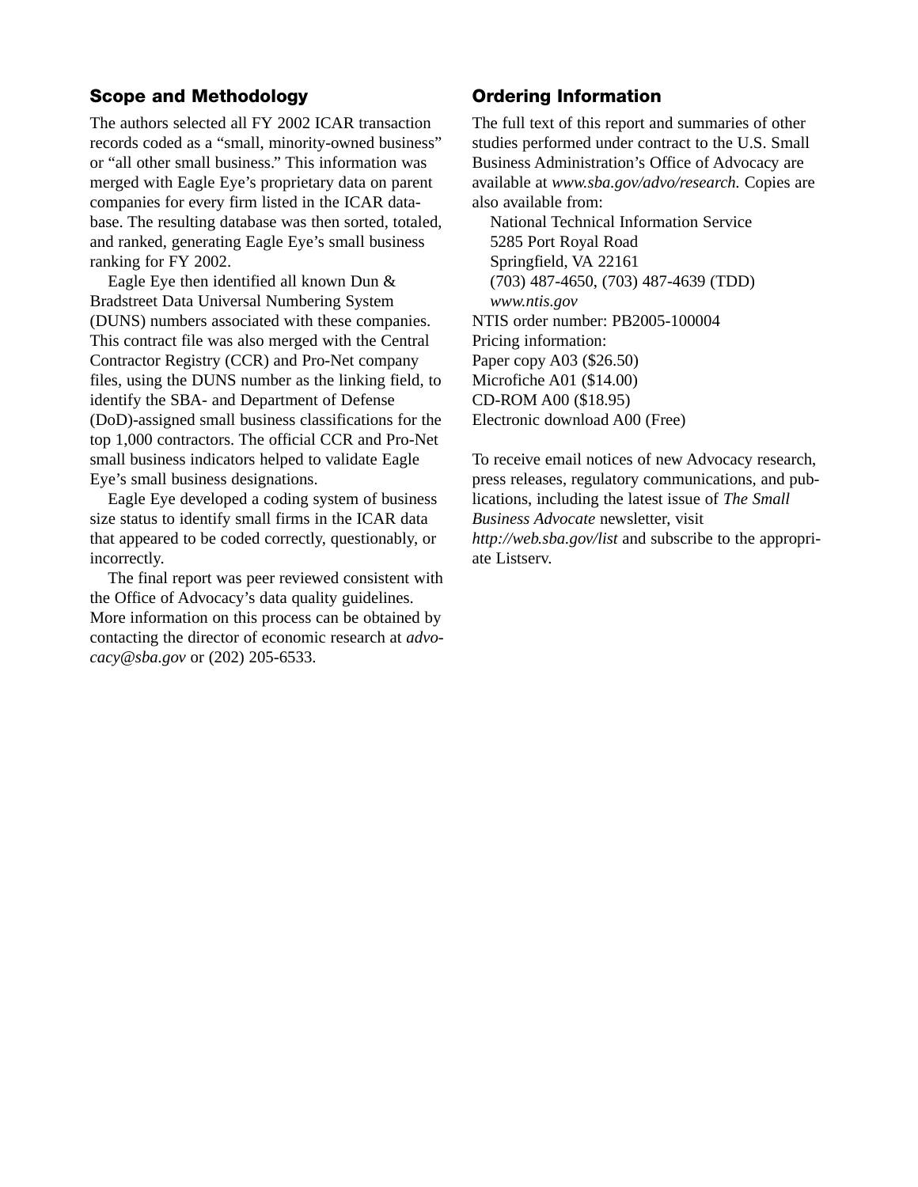## Scope and Methodology

The authors selected all FY 2002 ICAR transaction records coded as a "small, minority-owned business" or "all other small business." This information was merged with Eagle Eye's proprietary data on parent companies for every firm listed in the ICAR database. The resulting database was then sorted, totaled, and ranked, generating Eagle Eye's small business ranking for FY 2002.

Eagle Eye then identified all known Dun & Bradstreet Data Universal Numbering System (DUNS) numbers associated with these companies. This contract file was also merged with the Central Contractor Registry (CCR) and Pro-Net company files, using the DUNS number as the linking field, to identify the SBA- and Department of Defense (DoD)-assigned small business classifications for the top 1,000 contractors. The official CCR and Pro-Net small business indicators helped to validate Eagle Eye's small business designations.

Eagle Eye developed a coding system of business size status to identify small firms in the ICAR data that appeared to be coded correctly, questionably, or incorrectly.

The final report was peer reviewed consistent with the Office of Advocacy's data quality guidelines. More information on this process can be obtained by contacting the director of economic research at *advocacy@sba.gov* or (202) 205-6533.

## Ordering Information

The full text of this report and summaries of other studies performed under contract to the U.S. Small Business Administration's Office of Advocacy are available at *www.sba.gov/advo/research.* Copies are also available from:

National Technical Information Service
5285 Port Royal Road
Springfield, VA 22161
(703) 487-4650, (703) 487-4639 (TDD)
*www.ntis.gov*

NTIS order number: PB2005-100004
Pricing information:
Paper copy A03 ($26.50)
Microfiche A01 ($14.00)
CD-ROM A00 ($18.95)
Electronic download A00 (Free)

To receive email notices of new Advocacy research, press releases, regulatory communications, and publications, including the latest issue of *The Small Business Advocate* newsletter, visit *http://web.sba.gov/list* and subscribe to the appropriate Listserv.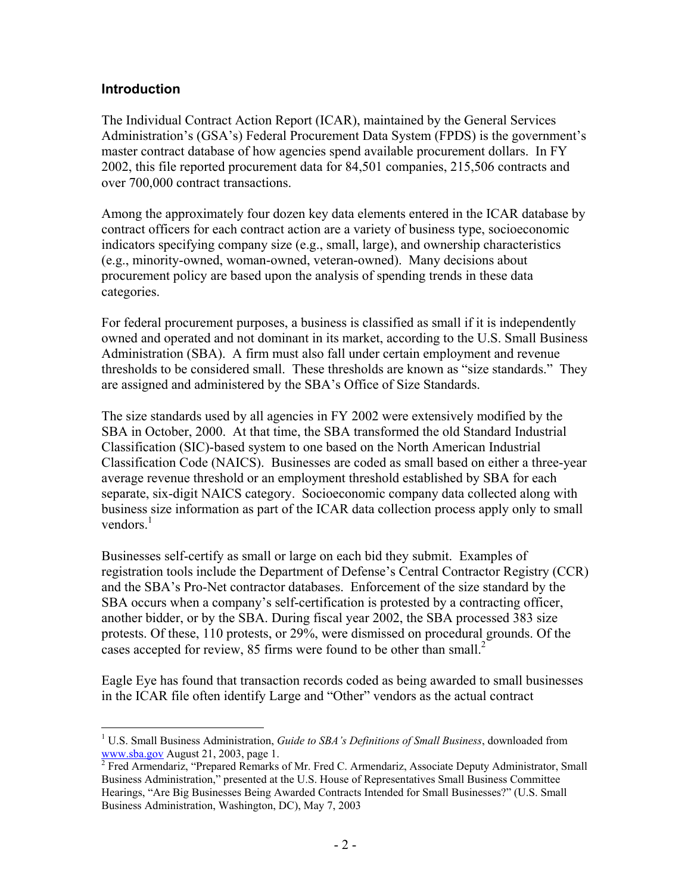## Introduction

The Individual Contract Action Report (ICAR), maintained by the General Services Administration's (GSA's) Federal Procurement Data System (FPDS) is the government's master contract database of how agencies spend available procurement dollars. In FY 2002, this file reported procurement data for 84,501 companies, 215,506 contracts and over 700,000 contract transactions.

Among the approximately four dozen key data elements entered in the ICAR database by contract officers for each contract action are a variety of business type, socioeconomic indicators specifying company size (e.g., small, large), and ownership characteristics (e.g., minority-owned, woman-owned, veteran-owned). Many decisions about procurement policy are based upon the analysis of spending trends in these data categories.

For federal procurement purposes, a business is classified as small if it is independently owned and operated and not dominant in its market, according to the U.S. Small Business Administration (SBA). A firm must also fall under certain employment and revenue thresholds to be considered small. These thresholds are known as "size standards." They are assigned and administered by the SBA's Office of Size Standards.

The size standards used by all agencies in FY 2002 were extensively modified by the SBA in October, 2000. At that time, the SBA transformed the old Standard Industrial Classification (SIC)-based system to one based on the North American Industrial Classification Code (NAICS). Businesses are coded as small based on either a three-year average revenue threshold or an employment threshold established by SBA for each separate, six-digit NAICS category. Socioeconomic company data collected along with business size information as part of the ICAR data collection process apply only to small vendors.[1]

Businesses self-certify as small or large on each bid they submit. Examples of registration tools include the Department of Defense's Central Contractor Registry (CCR) and the SBA's Pro-Net contractor databases. Enforcement of the size standard by the SBA occurs when a company's self-certification is protested by a contracting officer, another bidder, or by the SBA. During fiscal year 2002, the SBA processed 383 size protests. Of these, 110 protests, or 29%, were dismissed on procedural grounds. Of the cases accepted for review, 85 firms were found to be other than small.[2]

Eagle Eye has found that transaction records coded as being awarded to small businesses in the ICAR file often identify Large and "Other" vendors as the actual contract

---

[1] U.S. Small Business Administration, *Guide to SBA's Definitions of Small Business*, downloaded from www.sba.gov August 21, 2003, page 1.

[2] Fred Armendariz, "Prepared Remarks of Mr. Fred C. Armendariz, Associate Deputy Administrator, Small Business Administration," presented at the U.S. House of Representatives Small Business Committee Hearings, "Are Big Businesses Being Awarded Contracts Intended for Small Businesses?" (U.S. Small Business Administration, Washington, DC), May 7, 2003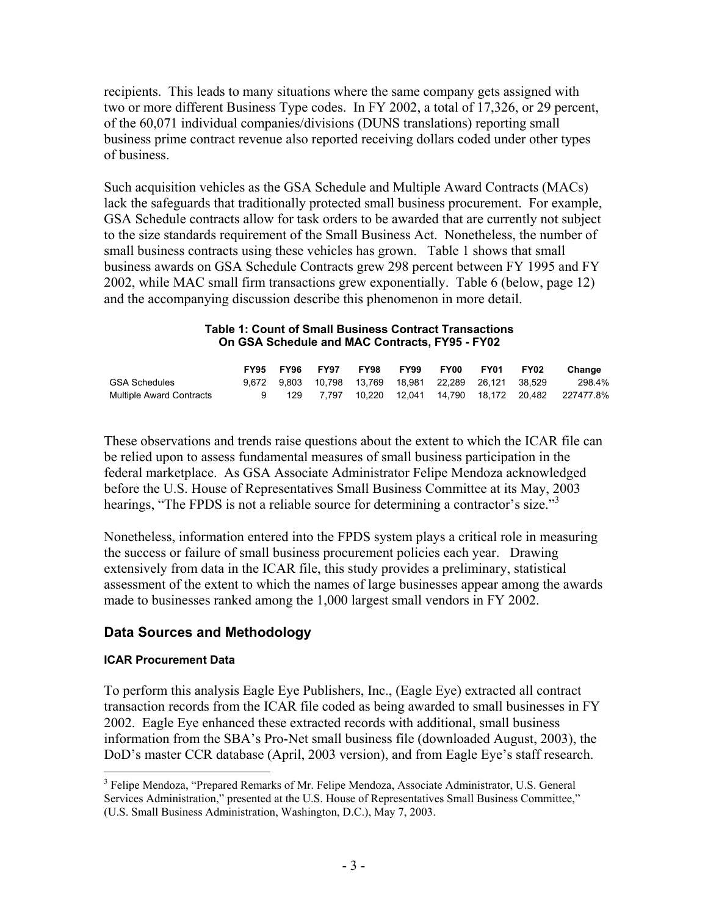recipients. This leads to many situations where the same company gets assigned with two or more different Business Type codes. In FY 2002, a total of 17,326, or 29 percent, of the 60,071 individual companies/divisions (DUNS translations) reporting small business prime contract revenue also reported receiving dollars coded under other types of business.

Such acquisition vehicles as the GSA Schedule and Multiple Award Contracts (MACs) lack the safeguards that traditionally protected small business procurement. For example, GSA Schedule contracts allow for task orders to be awarded that are currently not subject to the size standards requirement of the Small Business Act. Nonetheless, the number of small business contracts using these vehicles has grown. Table 1 shows that small business awards on GSA Schedule Contracts grew 298 percent between FY 1995 and FY 2002, while MAC small firm transactions grew exponentially. Table 6 (below, page 12) and the accompanying discussion describe this phenomenon in more detail.

**Table 1: Count of Small Business Contract Transactions On GSA Schedule and MAC Contracts, FY95 - FY02**

| | FY95 | FY96 | FY97 | FY98 | FY99 | FY00 | FY01 | FY02 | Change |
|---|---|---|---|---|---|---|---|---|---|
| GSA Schedules | 9,672 | 9,803 | 10,798 | 13,769 | 18,981 | 22,289 | 26,121 | 38,529 | 298.4% |
| Multiple Award Contracts | 9 | 129 | 7,797 | 10,220 | 12,041 | 14,790 | 18,172 | 20,482 | 227477.8% |

These observations and trends raise questions about the extent to which the ICAR file can be relied upon to assess fundamental measures of small business participation in the federal marketplace. As GSA Associate Administrator Felipe Mendoza acknowledged before the U.S. House of Representatives Small Business Committee at its May, 2003 hearings, "The FPDS is not a reliable source for determining a contractor's size."[3]

Nonetheless, information entered into the FPDS system plays a critical role in measuring the success or failure of small business procurement policies each year. Drawing extensively from data in the ICAR file, this study provides a preliminary, statistical assessment of the extent to which the names of large businesses appear among the awards made to businesses ranked among the 1,000 largest small vendors in FY 2002.

## Data Sources and Methodology

#### ICAR Procurement Data

To perform this analysis Eagle Eye Publishers, Inc., (Eagle Eye) extracted all contract transaction records from the ICAR file coded as being awarded to small businesses in FY 2002. Eagle Eye enhanced these extracted records with additional, small business information from the SBA's Pro-Net small business file (downloaded August, 2003), the DoD's master CCR database (April, 2003 version), and from Eagle Eye's staff research.

[3] Felipe Mendoza, "Prepared Remarks of Mr. Felipe Mendoza, Associate Administrator, U.S. General Services Administration," presented at the U.S. House of Representatives Small Business Committee," (U.S. Small Business Administration, Washington, D.C.), May 7, 2003.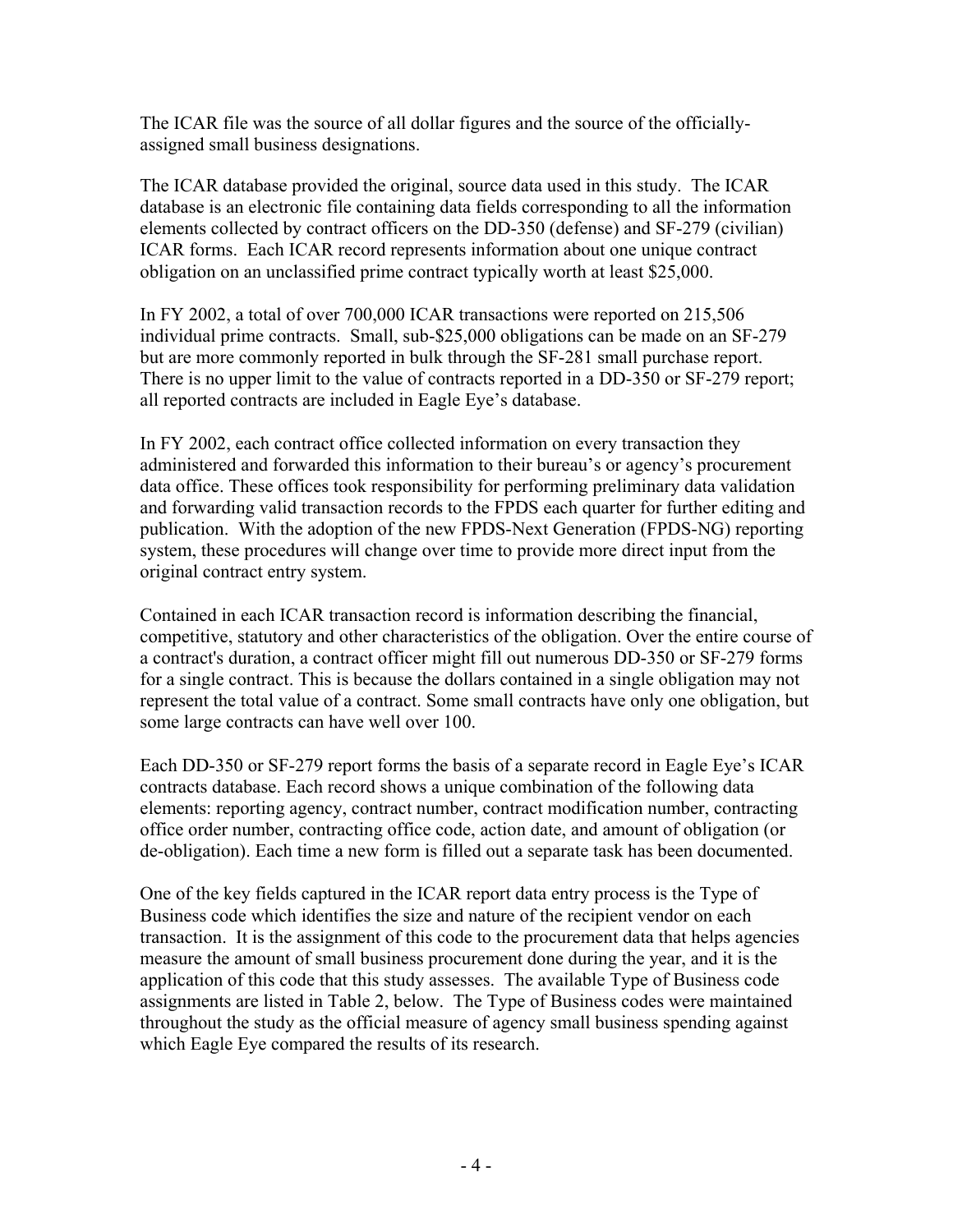The ICAR file was the source of all dollar figures and the source of the officially-assigned small business designations.

The ICAR database provided the original, source data used in this study. The ICAR database is an electronic file containing data fields corresponding to all the information elements collected by contract officers on the DD-350 (defense) and SF-279 (civilian) ICAR forms. Each ICAR record represents information about one unique contract obligation on an unclassified prime contract typically worth at least $25,000.

In FY 2002, a total of over 700,000 ICAR transactions were reported on 215,506 individual prime contracts. Small, sub-$25,000 obligations can be made on an SF-279 but are more commonly reported in bulk through the SF-281 small purchase report. There is no upper limit to the value of contracts reported in a DD-350 or SF-279 report; all reported contracts are included in Eagle Eye's database.

In FY 2002, each contract office collected information on every transaction they administered and forwarded this information to their bureau's or agency's procurement data office. These offices took responsibility for performing preliminary data validation and forwarding valid transaction records to the FPDS each quarter for further editing and publication. With the adoption of the new FPDS-Next Generation (FPDS-NG) reporting system, these procedures will change over time to provide more direct input from the original contract entry system.

Contained in each ICAR transaction record is information describing the financial, competitive, statutory and other characteristics of the obligation. Over the entire course of a contract's duration, a contract officer might fill out numerous DD-350 or SF-279 forms for a single contract. This is because the dollars contained in a single obligation may not represent the total value of a contract. Some small contracts have only one obligation, but some large contracts can have well over 100.

Each DD-350 or SF-279 report forms the basis of a separate record in Eagle Eye's ICAR contracts database. Each record shows a unique combination of the following data elements: reporting agency, contract number, contract modification number, contracting office order number, contracting office code, action date, and amount of obligation (or de-obligation). Each time a new form is filled out a separate task has been documented.

One of the key fields captured in the ICAR report data entry process is the Type of Business code which identifies the size and nature of the recipient vendor on each transaction. It is the assignment of this code to the procurement data that helps agencies measure the amount of small business procurement done during the year, and it is the application of this code that this study assesses. The available Type of Business code assignments are listed in Table 2, below. The Type of Business codes were maintained throughout the study as the official measure of agency small business spending against which Eagle Eye compared the results of its research.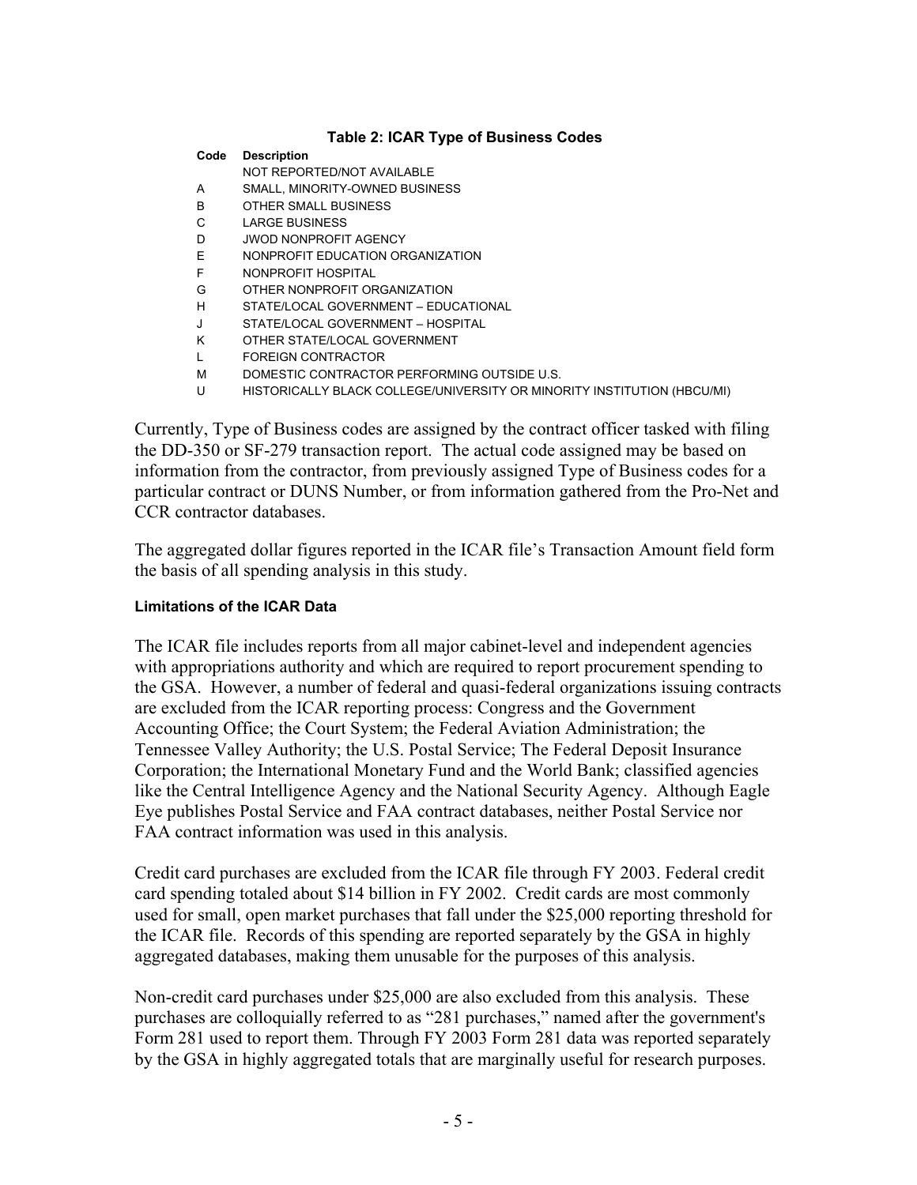**Table 2: ICAR Type of Business Codes**

| Code | Description |
|---|---|
| | NOT REPORTED/NOT AVAILABLE |
| A | SMALL, MINORITY-OWNED BUSINESS |
| B | OTHER SMALL BUSINESS |
| C | LARGE BUSINESS |
| D | JWOD NONPROFIT AGENCY |
| E | NONPROFIT EDUCATION ORGANIZATION |
| F | NONPROFIT HOSPITAL |
| G | OTHER NONPROFIT ORGANIZATION |
| H | STATE/LOCAL GOVERNMENT – EDUCATIONAL |
| J | STATE/LOCAL GOVERNMENT – HOSPITAL |
| K | OTHER STATE/LOCAL GOVERNMENT |
| L | FOREIGN CONTRACTOR |
| M | DOMESTIC CONTRACTOR PERFORMING OUTSIDE U.S. |
| U | HISTORICALLY BLACK COLLEGE/UNIVERSITY OR MINORITY INSTITUTION (HBCU/MI) |

Currently, Type of Business codes are assigned by the contract officer tasked with filing the DD-350 or SF-279 transaction report. The actual code assigned may be based on information from the contractor, from previously assigned Type of Business codes for a particular contract or DUNS Number, or from information gathered from the Pro-Net and CCR contractor databases.

The aggregated dollar figures reported in the ICAR file's Transaction Amount field form the basis of all spending analysis in this study.

#### Limitations of the ICAR Data

The ICAR file includes reports from all major cabinet-level and independent agencies with appropriations authority and which are required to report procurement spending to the GSA. However, a number of federal and quasi-federal organizations issuing contracts are excluded from the ICAR reporting process: Congress and the Government Accounting Office; the Court System; the Federal Aviation Administration; the Tennessee Valley Authority; the U.S. Postal Service; The Federal Deposit Insurance Corporation; the International Monetary Fund and the World Bank; classified agencies like the Central Intelligence Agency and the National Security Agency. Although Eagle Eye publishes Postal Service and FAA contract databases, neither Postal Service nor FAA contract information was used in this analysis.

Credit card purchases are excluded from the ICAR file through FY 2003. Federal credit card spending totaled about $14 billion in FY 2002. Credit cards are most commonly used for small, open market purchases that fall under the $25,000 reporting threshold for the ICAR file. Records of this spending are reported separately by the GSA in highly aggregated databases, making them unusable for the purposes of this analysis.

Non-credit card purchases under $25,000 are also excluded from this analysis. These purchases are colloquially referred to as "281 purchases," named after the government's Form 281 used to report them. Through FY 2003 Form 281 data was reported separately by the GSA in highly aggregated totals that are marginally useful for research purposes.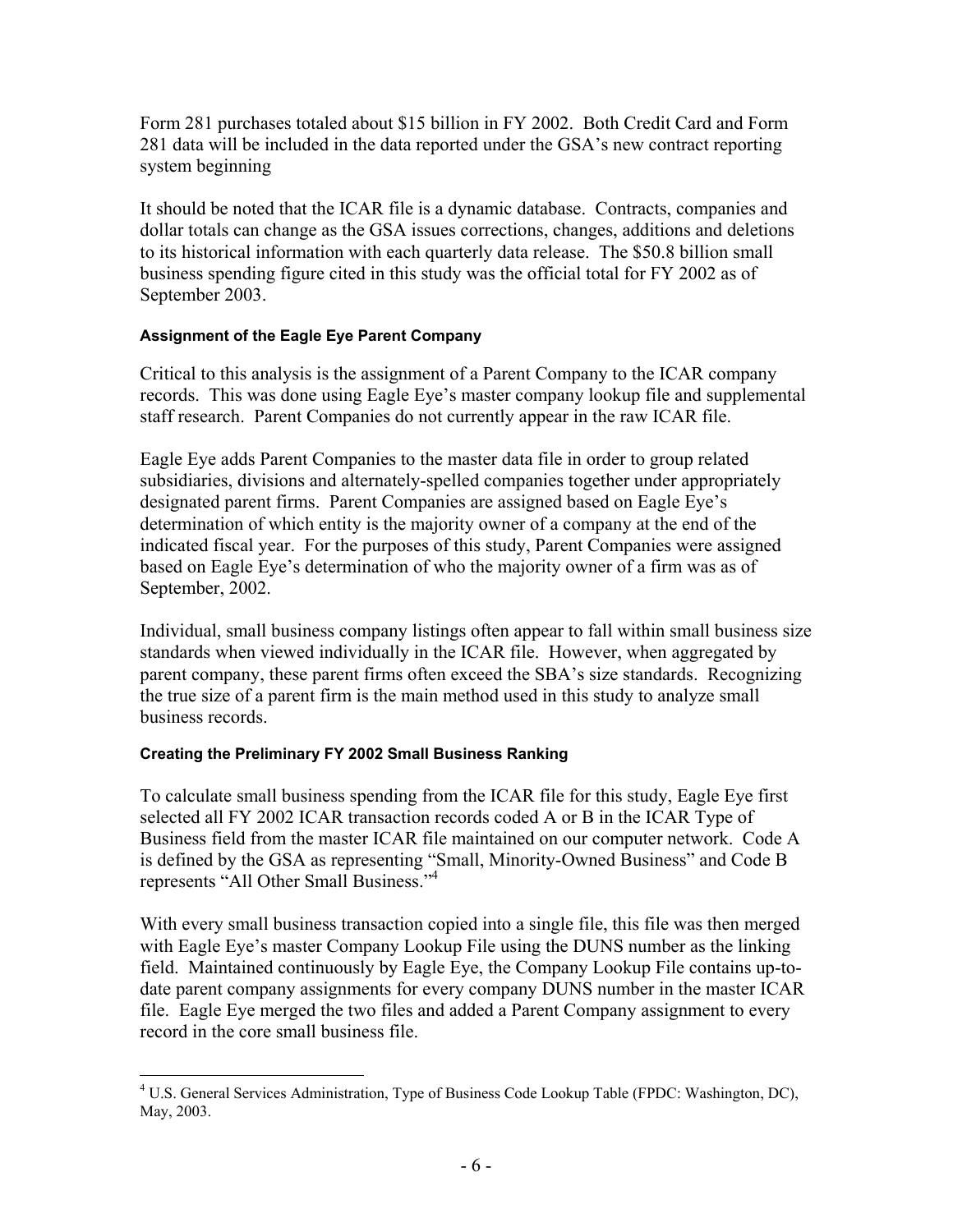Form 281 purchases totaled about $15 billion in FY 2002. Both Credit Card and Form 281 data will be included in the data reported under the GSA's new contract reporting system beginning

It should be noted that the ICAR file is a dynamic database. Contracts, companies and dollar totals can change as the GSA issues corrections, changes, additions and deletions to its historical information with each quarterly data release. The $50.8 billion small business spending figure cited in this study was the official total for FY 2002 as of September 2003.

#### Assignment of the Eagle Eye Parent Company

Critical to this analysis is the assignment of a Parent Company to the ICAR company records. This was done using Eagle Eye's master company lookup file and supplemental staff research. Parent Companies do not currently appear in the raw ICAR file.

Eagle Eye adds Parent Companies to the master data file in order to group related subsidiaries, divisions and alternately-spelled companies together under appropriately designated parent firms. Parent Companies are assigned based on Eagle Eye's determination of which entity is the majority owner of a company at the end of the indicated fiscal year. For the purposes of this study, Parent Companies were assigned based on Eagle Eye's determination of who the majority owner of a firm was as of September, 2002.

Individual, small business company listings often appear to fall within small business size standards when viewed individually in the ICAR file. However, when aggregated by parent company, these parent firms often exceed the SBA's size standards. Recognizing the true size of a parent firm is the main method used in this study to analyze small business records.

#### Creating the Preliminary FY 2002 Small Business Ranking

To calculate small business spending from the ICAR file for this study, Eagle Eye first selected all FY 2002 ICAR transaction records coded A or B in the ICAR Type of Business field from the master ICAR file maintained on our computer network. Code A is defined by the GSA as representing "Small, Minority-Owned Business" and Code B represents "All Other Small Business."[4]

With every small business transaction copied into a single file, this file was then merged with Eagle Eye's master Company Lookup File using the DUNS number as the linking field. Maintained continuously by Eagle Eye, the Company Lookup File contains up-to-date parent company assignments for every company DUNS number in the master ICAR file. Eagle Eye merged the two files and added a Parent Company assignment to every record in the core small business file.

---

[4] U.S. General Services Administration, Type of Business Code Lookup Table (FPDC: Washington, DC), May, 2003.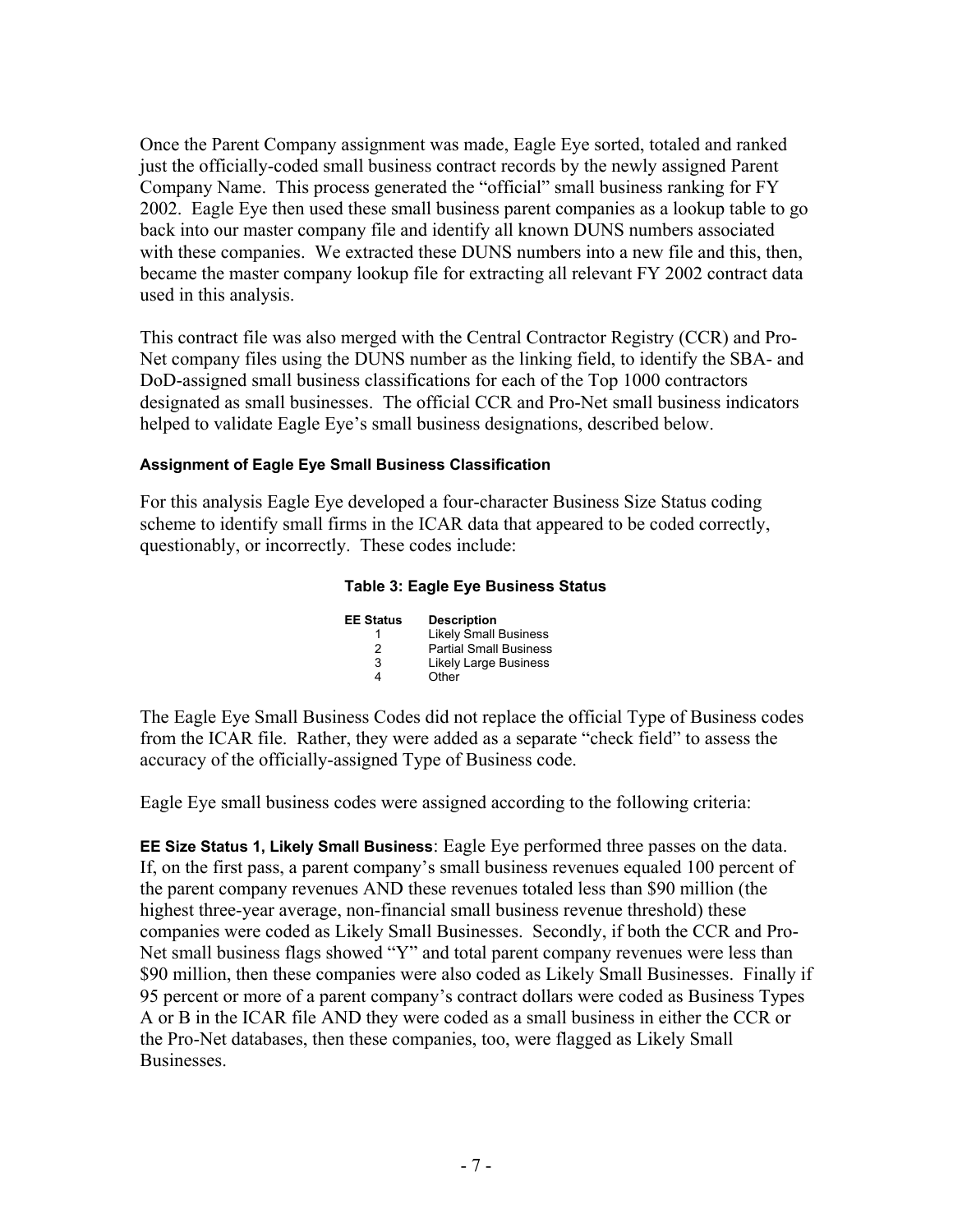Once the Parent Company assignment was made, Eagle Eye sorted, totaled and ranked just the officially-coded small business contract records by the newly assigned Parent Company Name. This process generated the "official" small business ranking for FY 2002. Eagle Eye then used these small business parent companies as a lookup table to go back into our master company file and identify all known DUNS numbers associated with these companies. We extracted these DUNS numbers into a new file and this, then, became the master company lookup file for extracting all relevant FY 2002 contract data used in this analysis.

This contract file was also merged with the Central Contractor Registry (CCR) and Pro-Net company files using the DUNS number as the linking field, to identify the SBA- and DoD-assigned small business classifications for each of the Top 1000 contractors designated as small businesses. The official CCR and Pro-Net small business indicators helped to validate Eagle Eye's small business designations, described below.

#### Assignment of Eagle Eye Small Business Classification

For this analysis Eagle Eye developed a four-character Business Size Status coding scheme to identify small firms in the ICAR data that appeared to be coded correctly, questionably, or incorrectly. These codes include:

**Table 3: Eagle Eye Business Status**

| EE Status | Description |
|---|---|
| 1 | Likely Small Business |
| 2 | Partial Small Business |
| 3 | Likely Large Business |
| 4 | Other |

The Eagle Eye Small Business Codes did not replace the official Type of Business codes from the ICAR file. Rather, they were added as a separate "check field" to assess the accuracy of the officially-assigned Type of Business code.

Eagle Eye small business codes were assigned according to the following criteria:

**EE Size Status 1, Likely Small Business**: Eagle Eye performed three passes on the data. If, on the first pass, a parent company's small business revenues equaled 100 percent of the parent company revenues AND these revenues totaled less than \$90 million (the highest three-year average, non-financial small business revenue threshold) these companies were coded as Likely Small Businesses. Secondly, if both the CCR and Pro-Net small business flags showed "Y" and total parent company revenues were less than \$90 million, then these companies were also coded as Likely Small Businesses. Finally if 95 percent or more of a parent company's contract dollars were coded as Business Types A or B in the ICAR file AND they were coded as a small business in either the CCR or the Pro-Net databases, then these companies, too, were flagged as Likely Small Businesses.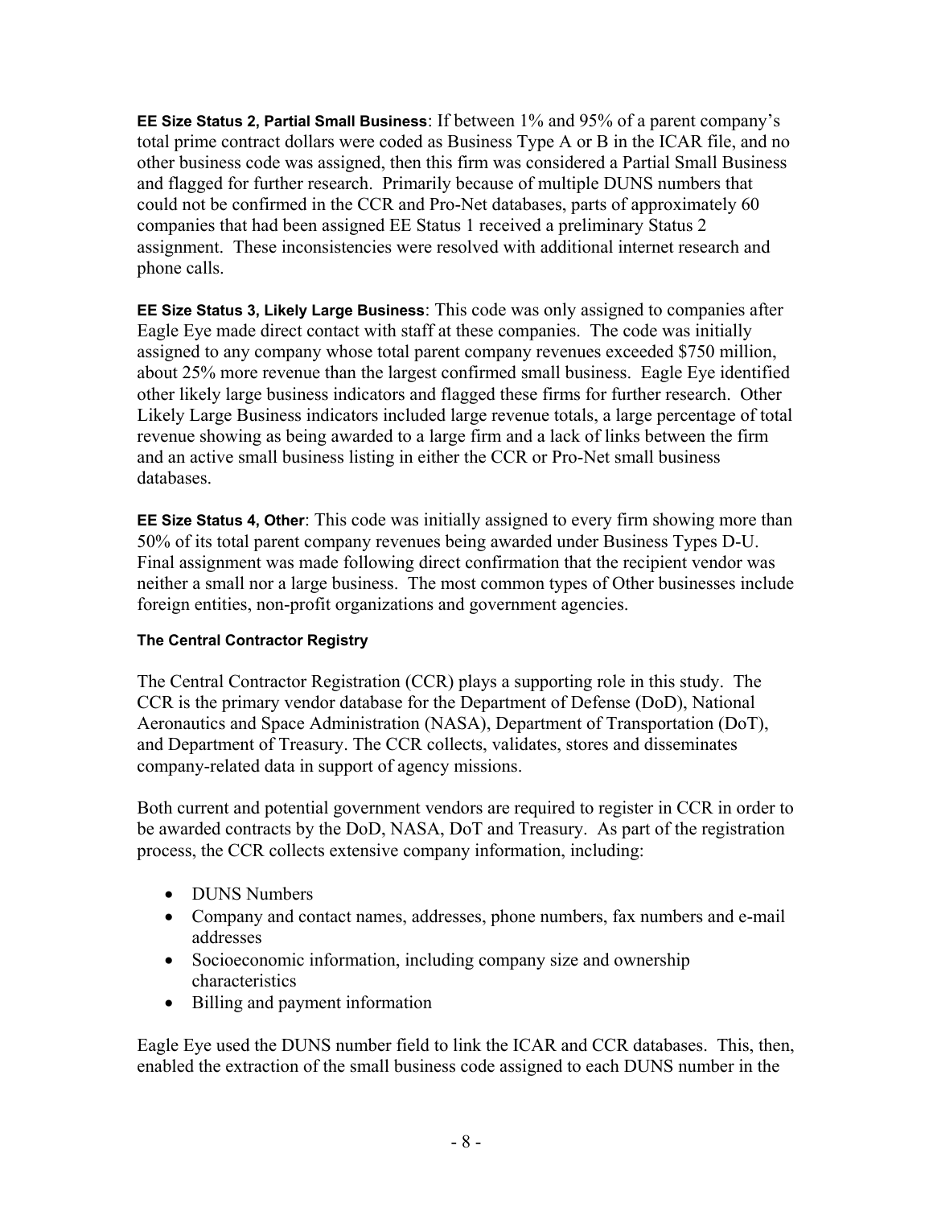**EE Size Status 2, Partial Small Business**: If between 1% and 95% of a parent company's total prime contract dollars were coded as Business Type A or B in the ICAR file, and no other business code was assigned, then this firm was considered a Partial Small Business and flagged for further research. Primarily because of multiple DUNS numbers that could not be confirmed in the CCR and Pro-Net databases, parts of approximately 60 companies that had been assigned EE Status 1 received a preliminary Status 2 assignment. These inconsistencies were resolved with additional internet research and phone calls.

**EE Size Status 3, Likely Large Business**: This code was only assigned to companies after Eagle Eye made direct contact with staff at these companies. The code was initially assigned to any company whose total parent company revenues exceeded $750 million, about 25% more revenue than the largest confirmed small business. Eagle Eye identified other likely large business indicators and flagged these firms for further research. Other Likely Large Business indicators included large revenue totals, a large percentage of total revenue showing as being awarded to a large firm and a lack of links between the firm and an active small business listing in either the CCR or Pro-Net small business databases.

**EE Size Status 4, Other**: This code was initially assigned to every firm showing more than 50% of its total parent company revenues being awarded under Business Types D-U. Final assignment was made following direct confirmation that the recipient vendor was neither a small nor a large business. The most common types of Other businesses include foreign entities, non-profit organizations and government agencies.

#### The Central Contractor Registry

The Central Contractor Registration (CCR) plays a supporting role in this study. The CCR is the primary vendor database for the Department of Defense (DoD), National Aeronautics and Space Administration (NASA), Department of Transportation (DoT), and Department of Treasury. The CCR collects, validates, stores and disseminates company-related data in support of agency missions.

Both current and potential government vendors are required to register in CCR in order to be awarded contracts by the DoD, NASA, DoT and Treasury. As part of the registration process, the CCR collects extensive company information, including:

- DUNS Numbers
- Company and contact names, addresses, phone numbers, fax numbers and e-mail addresses
- Socioeconomic information, including company size and ownership characteristics
- Billing and payment information

Eagle Eye used the DUNS number field to link the ICAR and CCR databases. This, then, enabled the extraction of the small business code assigned to each DUNS number in the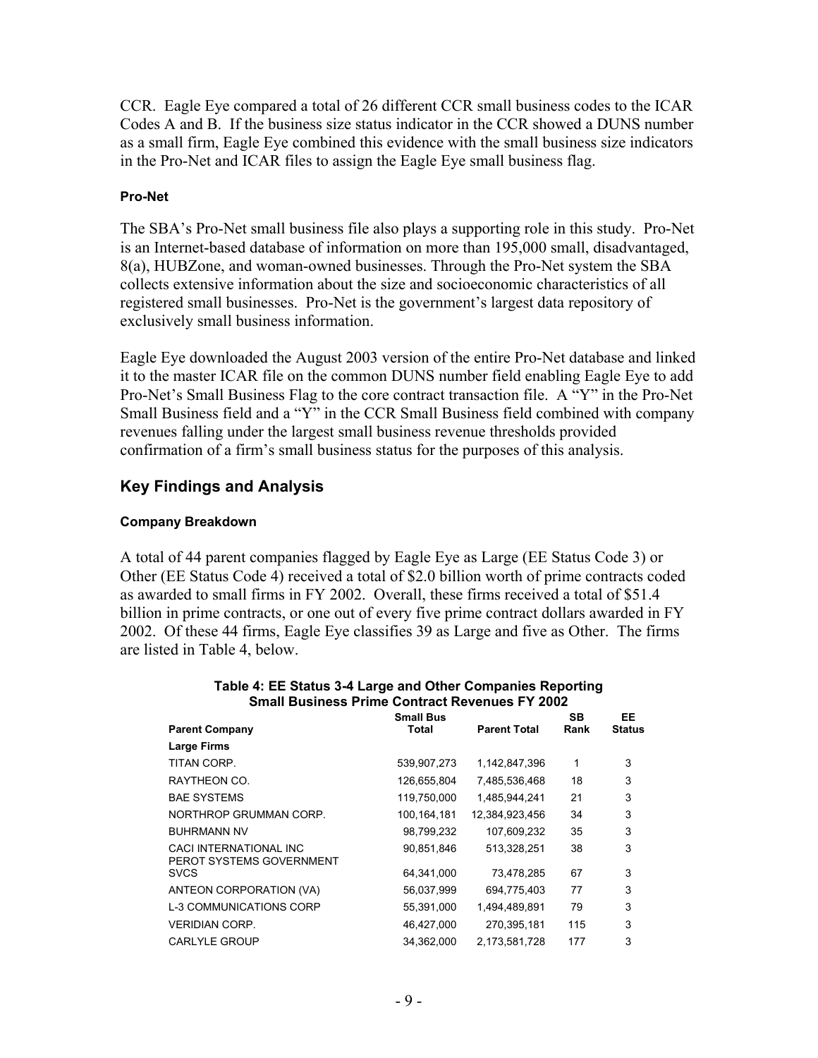CCR. Eagle Eye compared a total of 26 different CCR small business codes to the ICAR Codes A and B. If the business size status indicator in the CCR showed a DUNS number as a small firm, Eagle Eye combined this evidence with the small business size indicators in the Pro-Net and ICAR files to assign the Eagle Eye small business flag.

#### Pro-Net

The SBA's Pro-Net small business file also plays a supporting role in this study. Pro-Net is an Internet-based database of information on more than 195,000 small, disadvantaged, 8(a), HUBZone, and woman-owned businesses. Through the Pro-Net system the SBA collects extensive information about the size and socioeconomic characteristics of all registered small businesses. Pro-Net is the government's largest data repository of exclusively small business information.

Eagle Eye downloaded the August 2003 version of the entire Pro-Net database and linked it to the master ICAR file on the common DUNS number field enabling Eagle Eye to add Pro-Net's Small Business Flag to the core contract transaction file. A "Y" in the Pro-Net Small Business field and a "Y" in the CCR Small Business field combined with company revenues falling under the largest small business revenue thresholds provided confirmation of a firm's small business status for the purposes of this analysis.

## Key Findings and Analysis

#### Company Breakdown

A total of 44 parent companies flagged by Eagle Eye as Large (EE Status Code 3) or Other (EE Status Code 4) received a total of $2.0 billion worth of prime contracts coded as awarded to small firms in FY 2002. Overall, these firms received a total of $51.4 billion in prime contracts, or one out of every five prime contract dollars awarded in FY 2002. Of these 44 firms, Eagle Eye classifies 39 as Large and five as Other. The firms are listed in Table 4, below.

**Table 4: EE Status 3-4 Large and Other Companies Reporting Small Business Prime Contract Revenues FY 2002**

| Parent Company | Small Bus Total | Parent Total | SB Rank | EE Status |
|---|---|---|---|---|
| **Large Firms** | | | | |
| TITAN CORP. | 539,907,273 | 1,142,847,396 | 1 | 3 |
| RAYTHEON CO. | 126,655,804 | 7,485,536,468 | 18 | 3 |
| BAE SYSTEMS | 119,750,000 | 1,485,944,241 | 21 | 3 |
| NORTHROP GRUMMAN CORP. | 100,164,181 | 12,384,923,456 | 34 | 3 |
| BUHRMANN NV | 98,799,232 | 107,609,232 | 35 | 3 |
| CACI INTERNATIONAL INC | 90,851,846 | 513,328,251 | 38 | 3 |
| PEROT SYSTEMS GOVERNMENT SVCS | 64,341,000 | 73,478,285 | 67 | 3 |
| ANTEON CORPORATION (VA) | 56,037,999 | 694,775,403 | 77 | 3 |
| L-3 COMMUNICATIONS CORP | 55,391,000 | 1,494,489,891 | 79 | 3 |
| VERIDIAN CORP. | 46,427,000 | 270,395,181 | 115 | 3 |
| CARLYLE GROUP | 34,362,000 | 2,173,581,728 | 177 | 3 |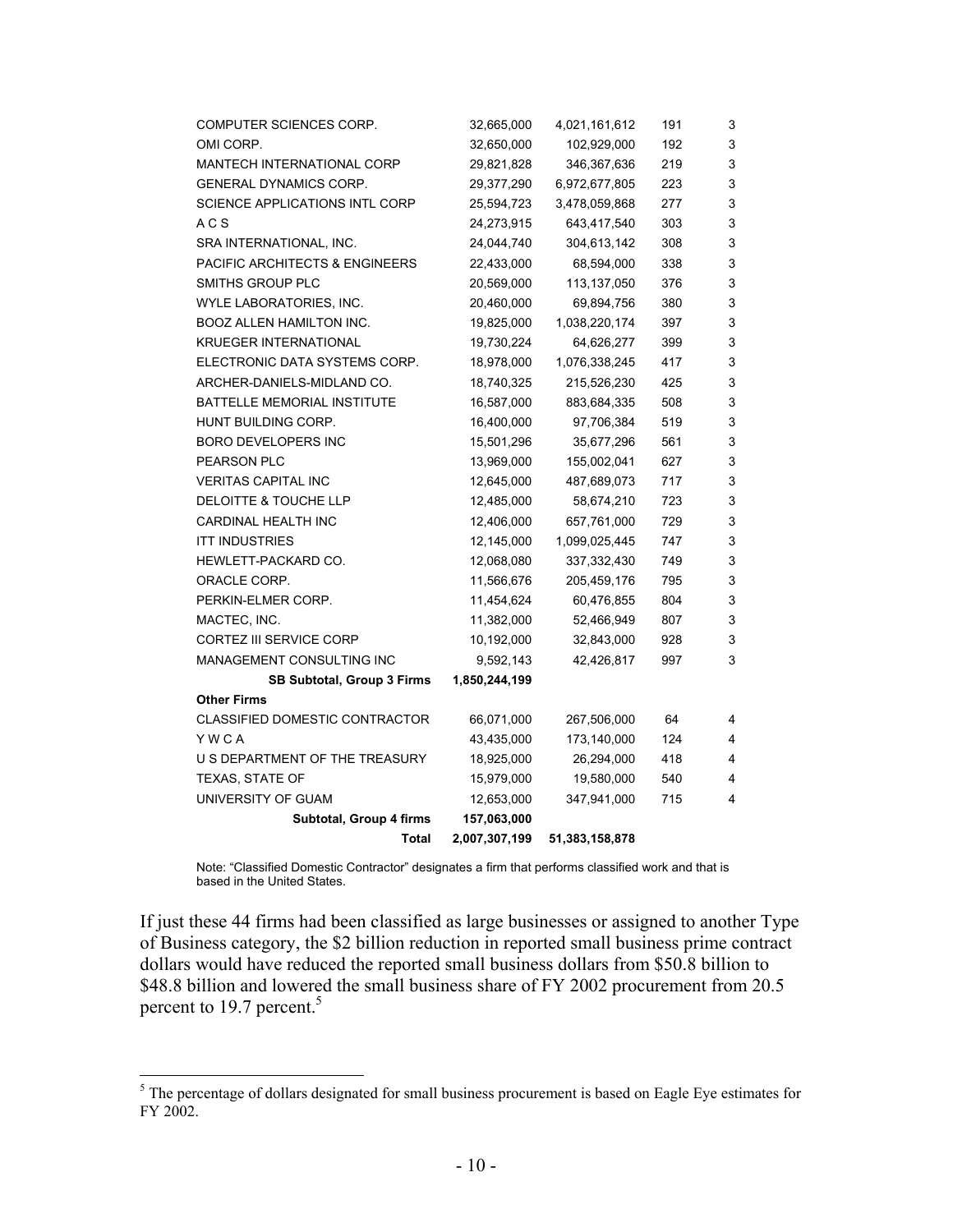| | | | | |
|---|---|---|---|---|
| COMPUTER SCIENCES CORP. | 32,665,000 | 4,021,161,612 | 191 | 3 |
| OMI CORP. | 32,650,000 | 102,929,000 | 192 | 3 |
| MANTECH INTERNATIONAL CORP | 29,821,828 | 346,367,636 | 219 | 3 |
| GENERAL DYNAMICS CORP. | 29,377,290 | 6,972,677,805 | 223 | 3 |
| SCIENCE APPLICATIONS INTL CORP | 25,594,723 | 3,478,059,868 | 277 | 3 |
| A C S | 24,273,915 | 643,417,540 | 303 | 3 |
| SRA INTERNATIONAL, INC. | 24,044,740 | 304,613,142 | 308 | 3 |
| PACIFIC ARCHITECTS & ENGINEERS | 22,433,000 | 68,594,000 | 338 | 3 |
| SMITHS GROUP PLC | 20,569,000 | 113,137,050 | 376 | 3 |
| WYLE LABORATORIES, INC. | 20,460,000 | 69,894,756 | 380 | 3 |
| BOOZ ALLEN HAMILTON INC. | 19,825,000 | 1,038,220,174 | 397 | 3 |
| KRUEGER INTERNATIONAL | 19,730,224 | 64,626,277 | 399 | 3 |
| ELECTRONIC DATA SYSTEMS CORP. | 18,978,000 | 1,076,338,245 | 417 | 3 |
| ARCHER-DANIELS-MIDLAND CO. | 18,740,325 | 215,526,230 | 425 | 3 |
| BATTELLE MEMORIAL INSTITUTE | 16,587,000 | 883,684,335 | 508 | 3 |
| HUNT BUILDING CORP. | 16,400,000 | 97,706,384 | 519 | 3 |
| BORO DEVELOPERS INC | 15,501,296 | 35,677,296 | 561 | 3 |
| PEARSON PLC | 13,969,000 | 155,002,041 | 627 | 3 |
| VERITAS CAPITAL INC | 12,645,000 | 487,689,073 | 717 | 3 |
| DELOITTE & TOUCHE LLP | 12,485,000 | 58,674,210 | 723 | 3 |
| CARDINAL HEALTH INC | 12,406,000 | 657,761,000 | 729 | 3 |
| ITT INDUSTRIES | 12,145,000 | 1,099,025,445 | 747 | 3 |
| HEWLETT-PACKARD CO. | 12,068,080 | 337,332,430 | 749 | 3 |
| ORACLE CORP. | 11,566,676 | 205,459,176 | 795 | 3 |
| PERKIN-ELMER CORP. | 11,454,624 | 60,476,855 | 804 | 3 |
| MACTEC, INC. | 11,382,000 | 52,466,949 | 807 | 3 |
| CORTEZ III SERVICE CORP | 10,192,000 | 32,843,000 | 928 | 3 |
| MANAGEMENT CONSULTING INC | 9,592,143 | 42,426,817 | 997 | 3 |
| **SB Subtotal, Group 3 Firms** | **1,850,244,199** | | | |
| **Other Firms** | | | | |
| CLASSIFIED DOMESTIC CONTRACTOR | 66,071,000 | 267,506,000 | 64 | 4 |
| Y W C A | 43,435,000 | 173,140,000 | 124 | 4 |
| U S DEPARTMENT OF THE TREASURY | 18,925,000 | 26,294,000 | 418 | 4 |
| TEXAS, STATE OF | 15,979,000 | 19,580,000 | 540 | 4 |
| UNIVERSITY OF GUAM | 12,653,000 | 347,941,000 | 715 | 4 |
| **Subtotal, Group 4 firms** | **157,063,000** | | | |
| **Total** | **2,007,307,199** | **51,383,158,878** | | |

Note: "Classified Domestic Contractor" designates a firm that performs classified work and that is based in the United States.

If just these 44 firms had been classified as large businesses or assigned to another Type of Business category, the $2 billion reduction in reported small business prime contract dollars would have reduced the reported small business dollars from $50.8 billion to $48.8 billion and lowered the small business share of FY 2002 procurement from 20.5 percent to 19.7 percent.[5]

[5] The percentage of dollars designated for small business procurement is based on Eagle Eye estimates for FY 2002.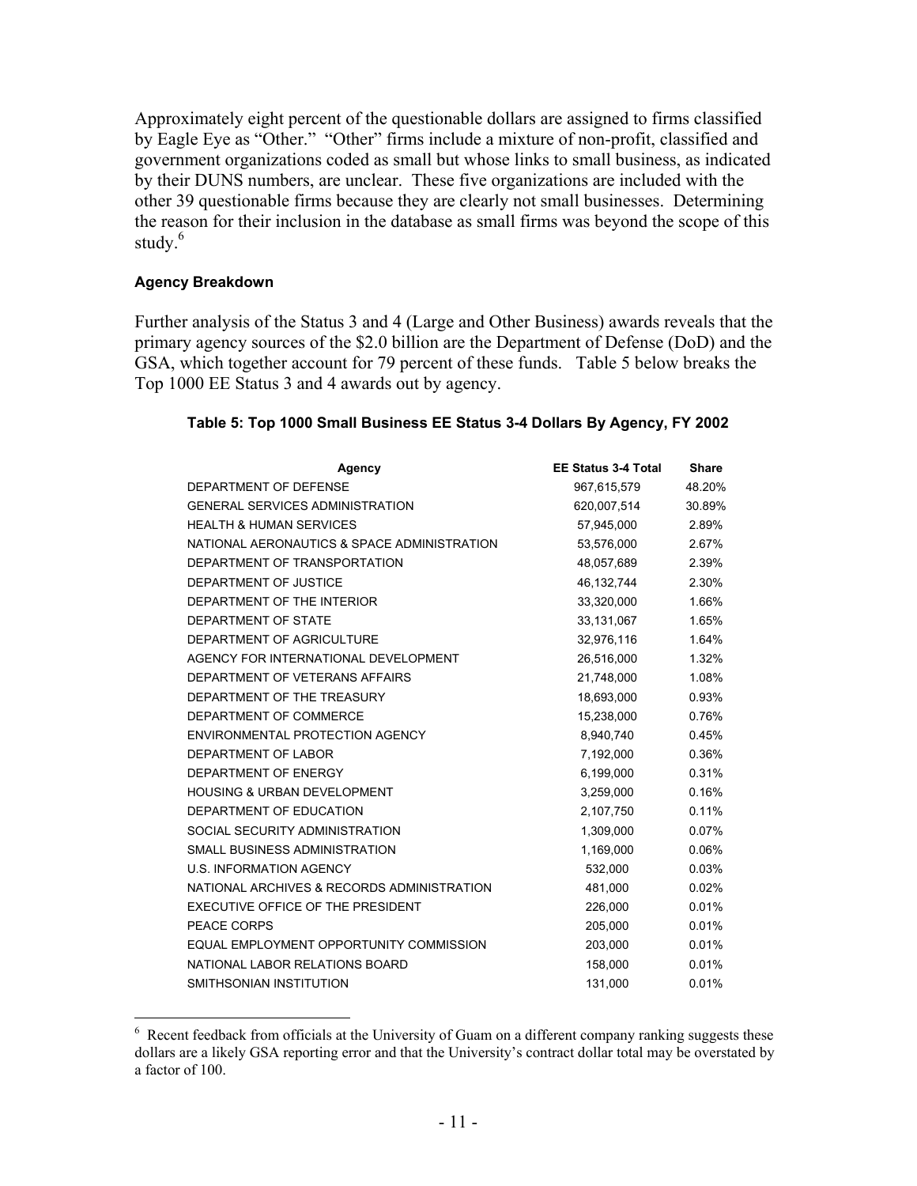Approximately eight percent of the questionable dollars are assigned to firms classified by Eagle Eye as "Other." "Other" firms include a mixture of non-profit, classified and government organizations coded as small but whose links to small business, as indicated by their DUNS numbers, are unclear. These five organizations are included with the other 39 questionable firms because they are clearly not small businesses. Determining the reason for their inclusion in the database as small firms was beyond the scope of this study.[6]

#### Agency Breakdown

Further analysis of the Status 3 and 4 (Large and Other Business) awards reveals that the primary agency sources of the $2.0 billion are the Department of Defense (DoD) and the GSA, which together account for 79 percent of these funds. Table 5 below breaks the Top 1000 EE Status 3 and 4 awards out by agency.

**Table 5: Top 1000 Small Business EE Status 3-4 Dollars By Agency, FY 2002**

| Agency | EE Status 3-4 Total | Share |
|---|---|---|
| DEPARTMENT OF DEFENSE | 967,615,579 | 48.20% |
| GENERAL SERVICES ADMINISTRATION | 620,007,514 | 30.89% |
| HEALTH & HUMAN SERVICES | 57,945,000 | 2.89% |
| NATIONAL AERONAUTICS & SPACE ADMINISTRATION | 53,576,000 | 2.67% |
| DEPARTMENT OF TRANSPORTATION | 48,057,689 | 2.39% |
| DEPARTMENT OF JUSTICE | 46,132,744 | 2.30% |
| DEPARTMENT OF THE INTERIOR | 33,320,000 | 1.66% |
| DEPARTMENT OF STATE | 33,131,067 | 1.65% |
| DEPARTMENT OF AGRICULTURE | 32,976,116 | 1.64% |
| AGENCY FOR INTERNATIONAL DEVELOPMENT | 26,516,000 | 1.32% |
| DEPARTMENT OF VETERANS AFFAIRS | 21,748,000 | 1.08% |
| DEPARTMENT OF THE TREASURY | 18,693,000 | 0.93% |
| DEPARTMENT OF COMMERCE | 15,238,000 | 0.76% |
| ENVIRONMENTAL PROTECTION AGENCY | 8,940,740 | 0.45% |
| DEPARTMENT OF LABOR | 7,192,000 | 0.36% |
| DEPARTMENT OF ENERGY | 6,199,000 | 0.31% |
| HOUSING & URBAN DEVELOPMENT | 3,259,000 | 0.16% |
| DEPARTMENT OF EDUCATION | 2,107,750 | 0.11% |
| SOCIAL SECURITY ADMINISTRATION | 1,309,000 | 0.07% |
| SMALL BUSINESS ADMINISTRATION | 1,169,000 | 0.06% |
| U.S. INFORMATION AGENCY | 532,000 | 0.03% |
| NATIONAL ARCHIVES & RECORDS ADMINISTRATION | 481,000 | 0.02% |
| EXECUTIVE OFFICE OF THE PRESIDENT | 226,000 | 0.01% |
| PEACE CORPS | 205,000 | 0.01% |
| EQUAL EMPLOYMENT OPPORTUNITY COMMISSION | 203,000 | 0.01% |
| NATIONAL LABOR RELATIONS BOARD | 158,000 | 0.01% |
| SMITHSONIAN INSTITUTION | 131,000 | 0.01% |

[6] Recent feedback from officials at the University of Guam on a different company ranking suggests these dollars are a likely GSA reporting error and that the University's contract dollar total may be overstated by a factor of 100.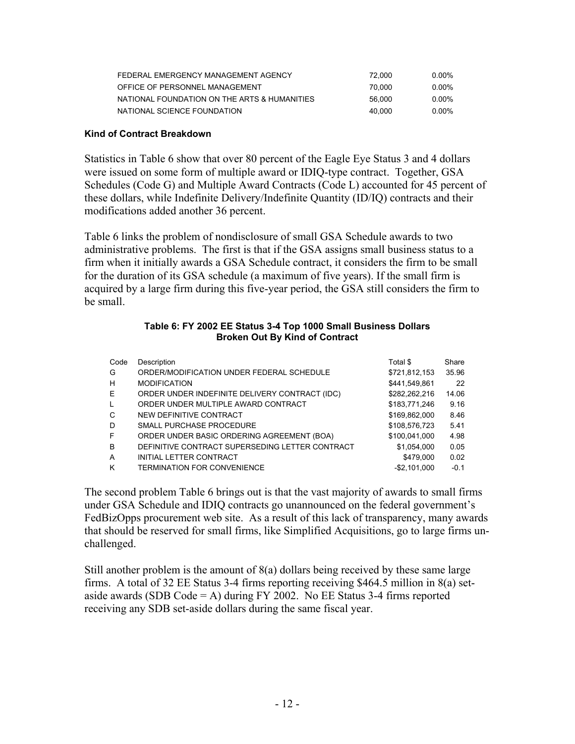| | | |
|---|---|---|
| FEDERAL EMERGENCY MANAGEMENT AGENCY | 72,000 | 0.00% |
| OFFICE OF PERSONNEL MANAGEMENT | 70,000 | 0.00% |
| NATIONAL FOUNDATION ON THE ARTS & HUMANITIES | 56,000 | 0.00% |
| NATIONAL SCIENCE FOUNDATION | 40,000 | 0.00% |

#### Kind of Contract Breakdown

Statistics in Table 6 show that over 80 percent of the Eagle Eye Status 3 and 4 dollars were issued on some form of multiple award or IDIQ-type contract. Together, GSA Schedules (Code G) and Multiple Award Contracts (Code L) accounted for 45 percent of these dollars, while Indefinite Delivery/Indefinite Quantity (ID/IQ) contracts and their modifications added another 36 percent.

Table 6 links the problem of nondisclosure of small GSA Schedule awards to two administrative problems. The first is that if the GSA assigns small business status to a firm when it initially awards a GSA Schedule contract, it considers the firm to be small for the duration of its GSA schedule (a maximum of five years). If the small firm is acquired by a large firm during this five-year period, the GSA still considers the firm to be small.

**Table 6: FY 2002 EE Status 3-4 Top 1000 Small Business Dollars Broken Out By Kind of Contract**

| Code | Description | Total $ | Share |
|---|---|---|---|
| G | ORDER/MODIFICATION UNDER FEDERAL SCHEDULE | $721,812,153 | 35.96 |
| H | MODIFICATION | $441,549,861 | 22 |
| E | ORDER UNDER INDEFINITE DELIVERY CONTRACT (IDC) | $282,262,216 | 14.06 |
| L | ORDER UNDER MULTIPLE AWARD CONTRACT | $183,771,246 | 9.16 |
| C | NEW DEFINITIVE CONTRACT | $169,862,000 | 8.46 |
| D | SMALL PURCHASE PROCEDURE | $108,576,723 | 5.41 |
| F | ORDER UNDER BASIC ORDERING AGREEMENT (BOA) | $100,041,000 | 4.98 |
| B | DEFINITIVE CONTRACT SUPERSEDING LETTER CONTRACT | $1,054,000 | 0.05 |
| A | INITIAL LETTER CONTRACT | $479,000 | 0.02 |
| K | TERMINATION FOR CONVENIENCE | -$2,101,000 | -0.1 |

The second problem Table 6 brings out is that the vast majority of awards to small firms under GSA Schedule and IDIQ contracts go unannounced on the federal government's FedBizOpps procurement web site. As a result of this lack of transparency, many awards that should be reserved for small firms, like Simplified Acquisitions, go to large firms unchallenged.

Still another problem is the amount of 8(a) dollars being received by these same large firms. A total of 32 EE Status 3-4 firms reporting receiving $464.5 million in 8(a) set-aside awards (SDB Code = A) during FY 2002. No EE Status 3-4 firms reported receiving any SDB set-aside dollars during the same fiscal year.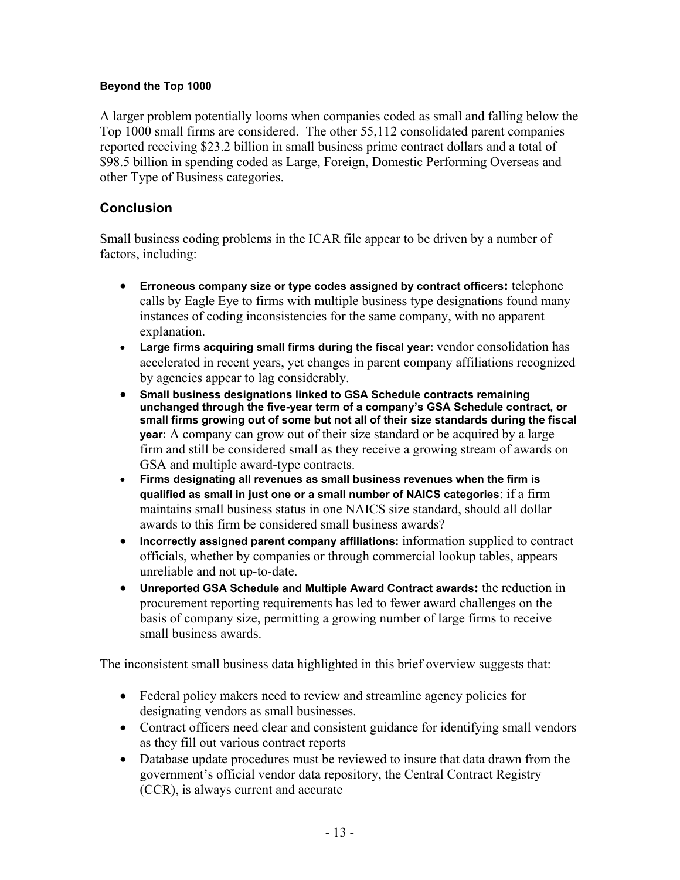#### Beyond the Top 1000

A larger problem potentially looms when companies coded as small and falling below the Top 1000 small firms are considered. The other 55,112 consolidated parent companies reported receiving $23.2 billion in small business prime contract dollars and a total of $98.5 billion in spending coded as Large, Foreign, Domestic Performing Overseas and other Type of Business categories.

## Conclusion

Small business coding problems in the ICAR file appear to be driven by a number of factors, including:

- **Erroneous company size or type codes assigned by contract officers:** telephone calls by Eagle Eye to firms with multiple business type designations found many instances of coding inconsistencies for the same company, with no apparent explanation.
- **Large firms acquiring small firms during the fiscal year:** vendor consolidation has accelerated in recent years, yet changes in parent company affiliations recognized by agencies appear to lag considerably.
- **Small business designations linked to GSA Schedule contracts remaining unchanged through the five-year term of a company's GSA Schedule contract, or small firms growing out of some but not all of their size standards during the fiscal year:** A company can grow out of their size standard or be acquired by a large firm and still be considered small as they receive a growing stream of awards on GSA and multiple award-type contracts.
- **Firms designating all revenues as small business revenues when the firm is qualified as small in just one or a small number of NAICS categories**: if a firm maintains small business status in one NAICS size standard, should all dollar awards to this firm be considered small business awards?
- **Incorrectly assigned parent company affiliations:** information supplied to contract officials, whether by companies or through commercial lookup tables, appears unreliable and not up-to-date.
- **Unreported GSA Schedule and Multiple Award Contract awards:** the reduction in procurement reporting requirements has led to fewer award challenges on the basis of company size, permitting a growing number of large firms to receive small business awards.

The inconsistent small business data highlighted in this brief overview suggests that:

- Federal policy makers need to review and streamline agency policies for designating vendors as small businesses.
- Contract officers need clear and consistent guidance for identifying small vendors as they fill out various contract reports
- Database update procedures must be reviewed to insure that data drawn from the government's official vendor data repository, the Central Contract Registry (CCR), is always current and accurate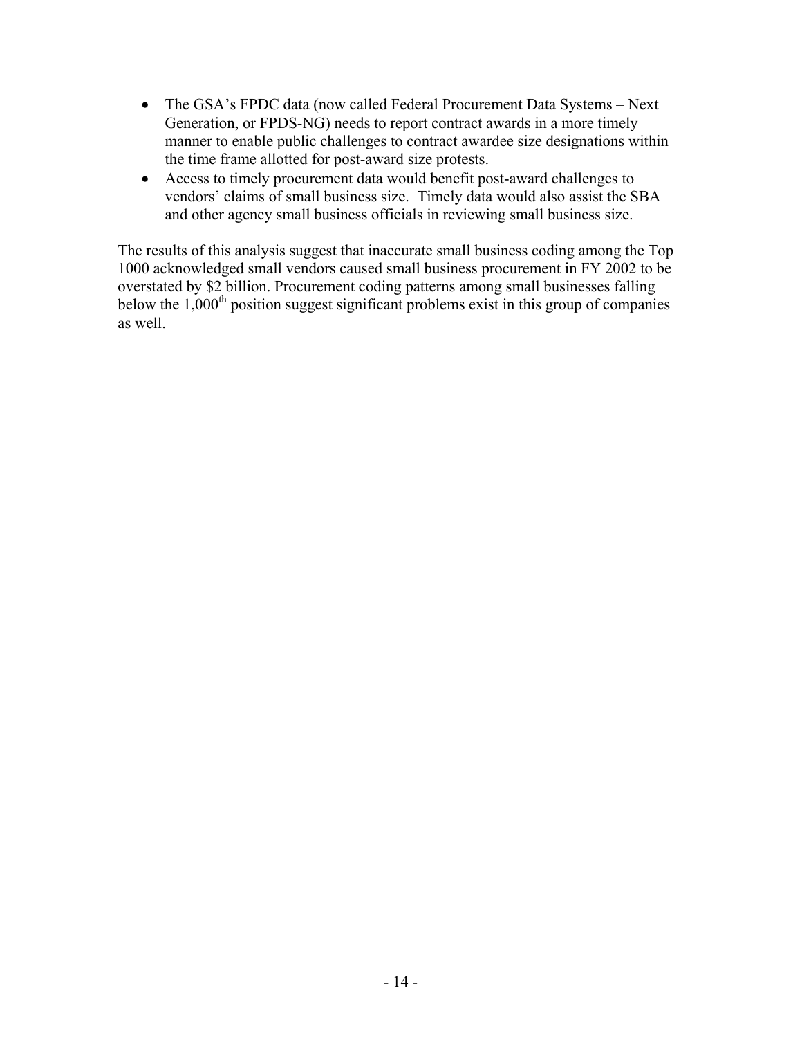- The GSA's FPDC data (now called Federal Procurement Data Systems – Next Generation, or FPDS-NG) needs to report contract awards in a more timely manner to enable public challenges to contract awardee size designations within the time frame allotted for post-award size protests.
- Access to timely procurement data would benefit post-award challenges to vendors' claims of small business size. Timely data would also assist the SBA and other agency small business officials in reviewing small business size.

The results of this analysis suggest that inaccurate small business coding among the Top 1000 acknowledged small vendors caused small business procurement in FY 2002 to be overstated by $2 billion. Procurement coding patterns among small businesses falling below the 1,000th position suggest significant problems exist in this group of companies as well.